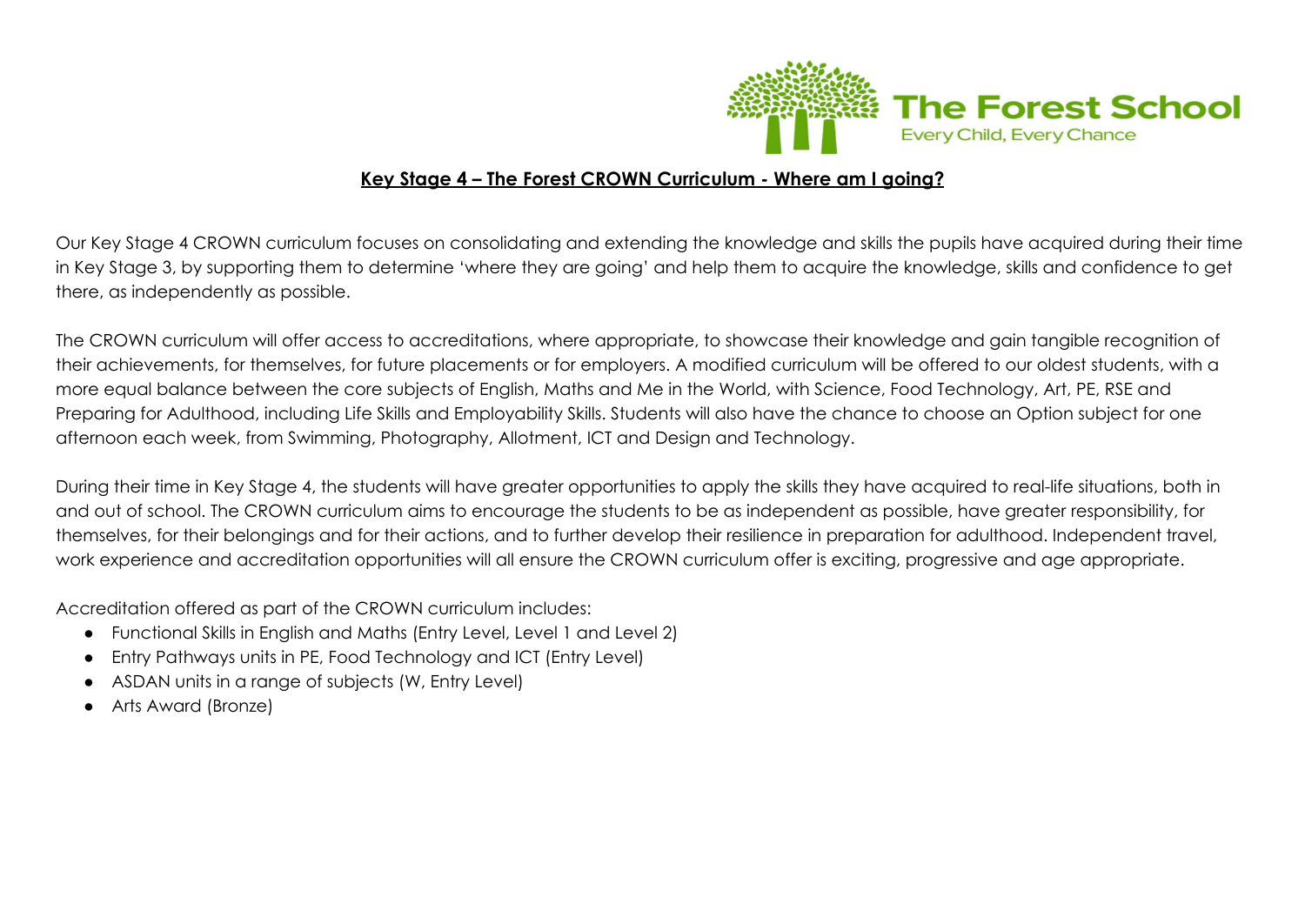The Forest School
Every Child, Every Chance

# Key Stage 4 – The Forest CROWN Curriculum - Where am I going?

Our Key Stage 4 CROWN curriculum focuses on consolidating and extending the knowledge and skills the pupils have acquired during their time in Key Stage 3, by supporting them to determine 'where they are going' and help them to acquire the knowledge, skills and confidence to get there, as independently as possible.

The CROWN curriculum will offer access to accreditations, where appropriate, to showcase their knowledge and gain tangible recognition of their achievements, for themselves, for future placements or for employers. A modified curriculum will be offered to our oldest students, with a more equal balance between the core subjects of English, Maths and Me in the World, with Science, Food Technology, Art, PE, RSE and Preparing for Adulthood, including Life Skills and Employability Skills. Students will also have the chance to choose an Option subject for one afternoon each week, from Swimming, Photography, Allotment, ICT and Design and Technology.

During their time in Key Stage 4, the students will have greater opportunities to apply the skills they have acquired to real-life situations, both in and out of school. The CROWN curriculum aims to encourage the students to be as independent as possible, have greater responsibility, for themselves, for their belongings and for their actions, and to further develop their resilience in preparation for adulthood. Independent travel, work experience and accreditation opportunities will all ensure the CROWN curriculum offer is exciting, progressive and age appropriate.

Accreditation offered as part of the CROWN curriculum includes:

- Functional Skills in English and Maths (Entry Level, Level 1 and Level 2)
- Entry Pathways units in PE, Food Technology and ICT (Entry Level)
- ASDAN units in a range of subjects (W, Entry Level)
- Arts Award (Bronze)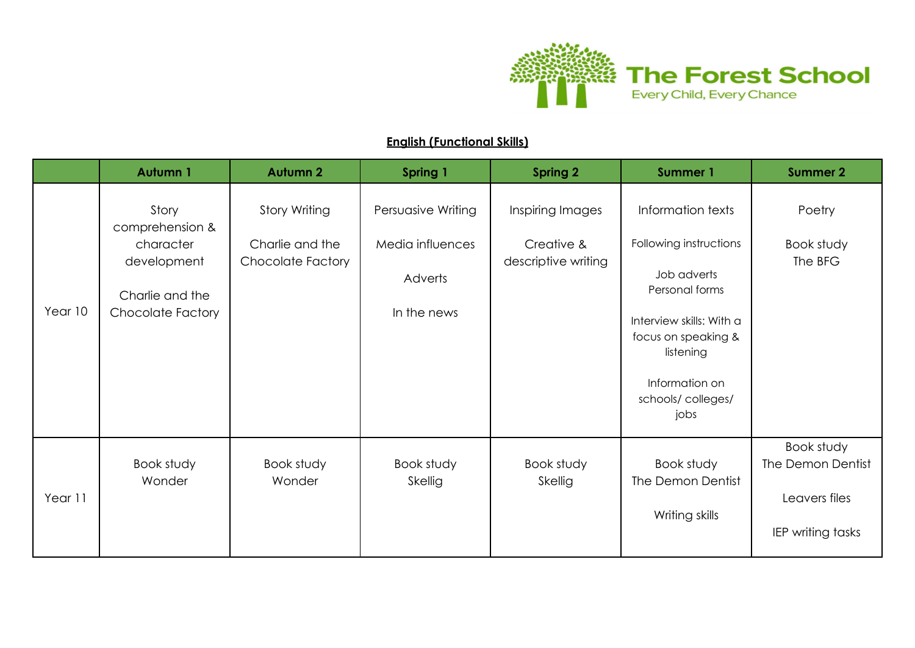The Forest School
Every Child, Every Chance

## English (Functional Skills)

| | Autumn 1 | Autumn 2 | Spring 1 | Spring 2 | Summer 1 | Summer 2 |
|---|---|---|---|---|---|---|
| Year 10 | Story comprehension & character development<br><br>Charlie and the Chocolate Factory | Story Writing<br><br>Charlie and the Chocolate Factory | Persuasive Writing<br><br>Media influences<br><br>Adverts<br><br>In the news | Inspiring Images<br><br>Creative & descriptive writing | Information texts<br><br>Following instructions<br><br>Job adverts<br>Personal forms<br><br>Interview skills: With a focus on speaking & listening<br><br>Information on schools/ colleges/ jobs | Poetry<br><br>Book study<br>The BFG |
| Year 11 | Book study<br>Wonder | Book study<br>Wonder | Book study<br>Skellig | Book study<br>Skellig | Book study<br>The Demon Dentist<br><br>Writing skills | Book study<br>The Demon Dentist<br><br>Leavers files<br><br>IEP writing tasks |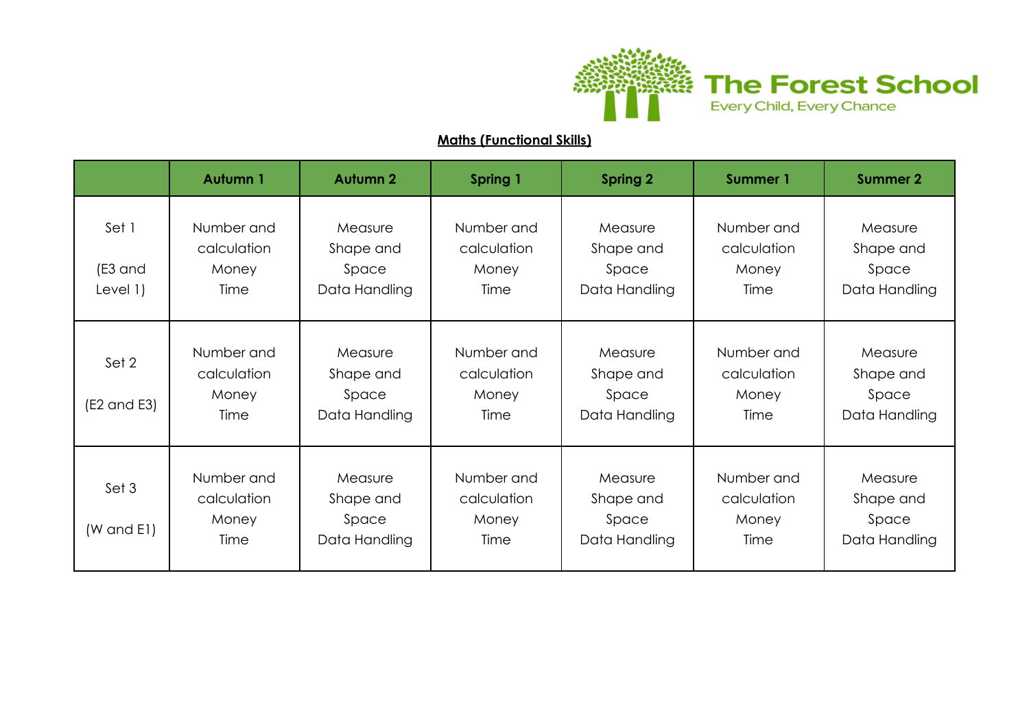The Forest School
Every Child, Every Chance

**Maths (Functional Skills)**

| | Autumn 1 | Autumn 2 | Spring 1 | Spring 2 | Summer 1 | Summer 2 |
|---|---|---|---|---|---|---|
| Set 1 (E3 and Level 1) | Number and calculation Money Time | Measure Shape and Space Data Handling | Number and calculation Money Time | Measure Shape and Space Data Handling | Number and calculation Money Time | Measure Shape and Space Data Handling |
| Set 2 (E2 and E3) | Number and calculation Money Time | Measure Shape and Space Data Handling | Number and calculation Money Time | Measure Shape and Space Data Handling | Number and calculation Money Time | Measure Shape and Space Data Handling |
| Set 3 (W and E1) | Number and calculation Money Time | Measure Shape and Space Data Handling | Number and calculation Money Time | Measure Shape and Space Data Handling | Number and calculation Money Time | Measure Shape and Space Data Handling |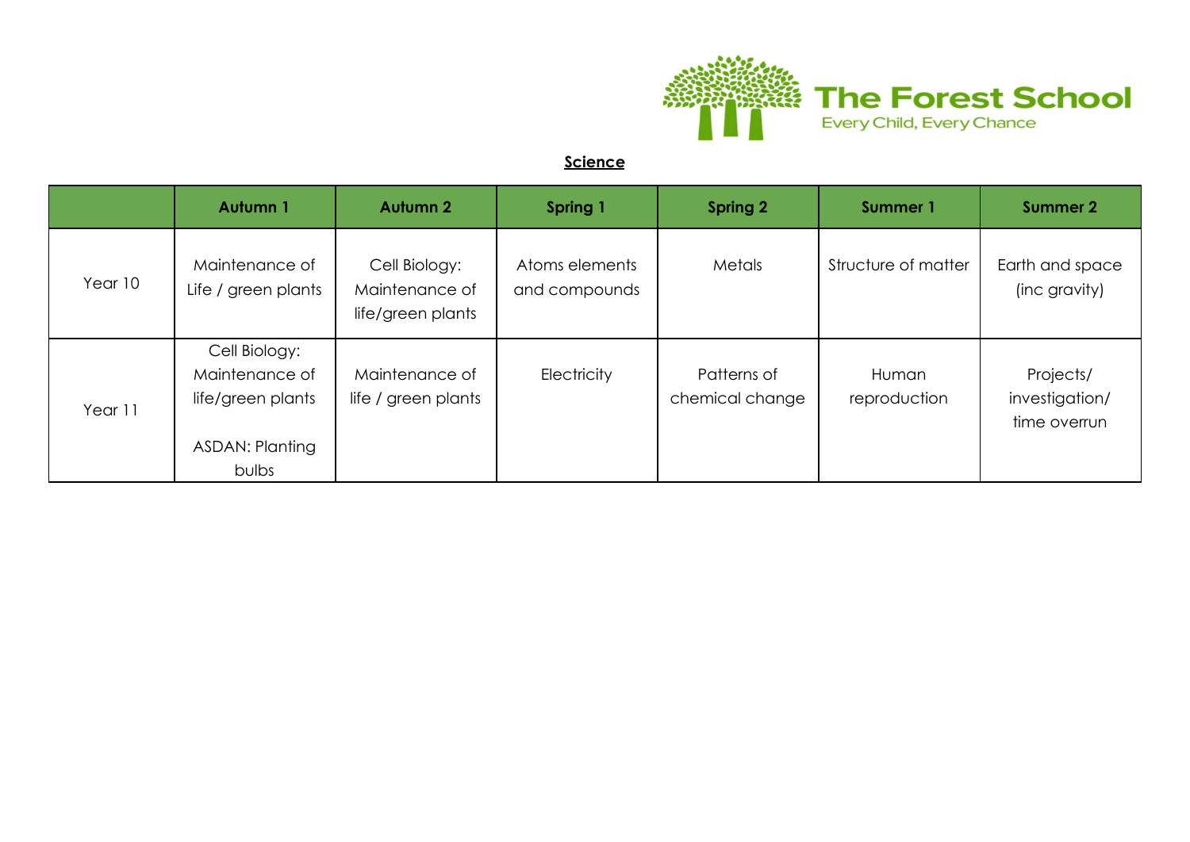The Forest School
Every Child, Every Chance

**Science**

| | Autumn 1 | Autumn 2 | Spring 1 | Spring 2 | Summer 1 | Summer 2 |
|---|---|---|---|---|---|---|
| Year 10 | Maintenance of Life / green plants | Cell Biology: Maintenance of life/green plants | Atoms elements and compounds | Metals | Structure of matter | Earth and space (inc gravity) |
| Year 11 | Cell Biology: Maintenance of life/green plants<br><br>ASDAN: Planting bulbs | Maintenance of life / green plants | Electricity | Patterns of chemical change | Human reproduction | Projects/ investigation/ time overrun |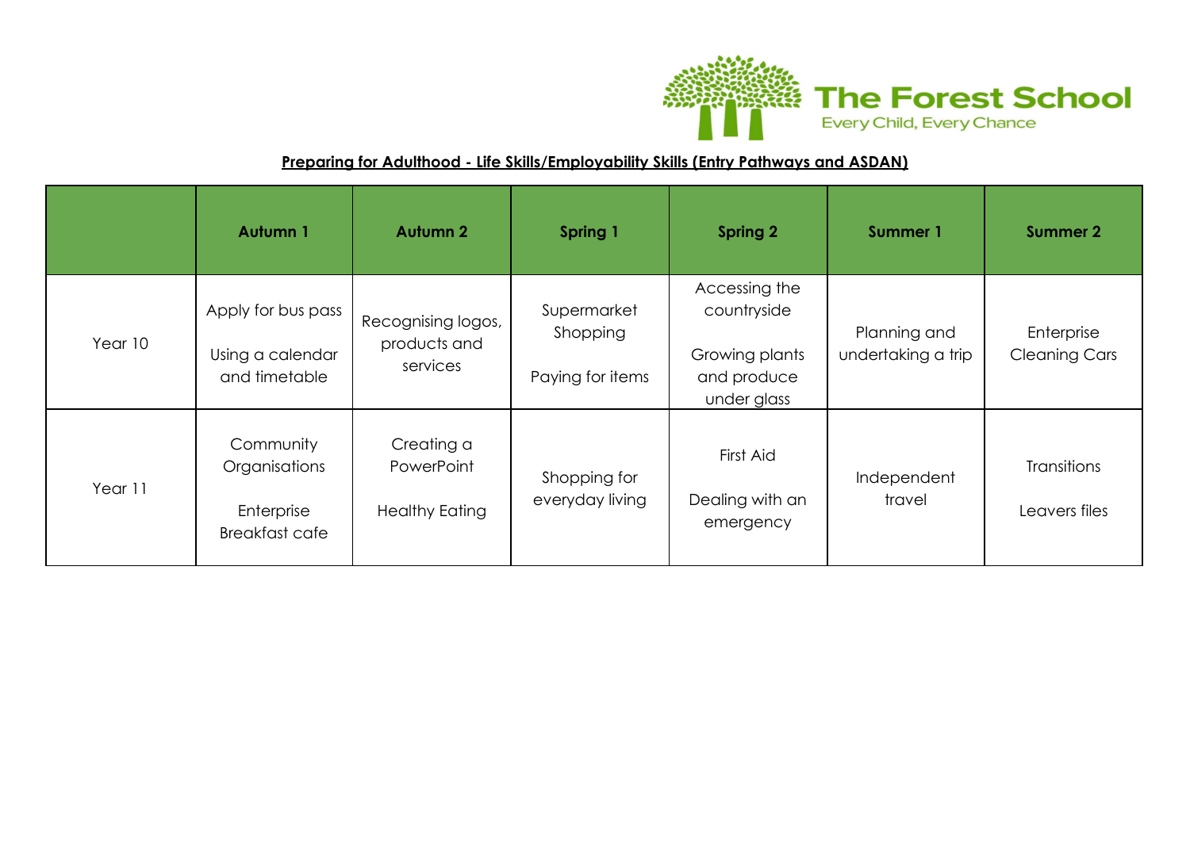The Forest School

Every Child, Every Chance

**Preparing for Adulthood - Life Skills/Employability Skills (Entry Pathways and ASDAN)**

| | **Autumn 1** | **Autumn 2** | **Spring 1** | **Spring 2** | **Summer 1** | **Summer 2** |
|---|---|---|---|---|---|---|
| Year 10 | Apply for bus pass<br><br>Using a calendar and timetable | Recognising logos, products and services | Supermarket Shopping<br><br>Paying for items | Accessing the countryside<br><br>Growing plants and produce under glass | Planning and undertaking a trip | Enterprise Cleaning Cars |
| Year 11 | Community Organisations<br><br>Enterprise Breakfast cafe | Creating a PowerPoint<br><br>Healthy Eating | Shopping for everyday living | First Aid<br><br>Dealing with an emergency | Independent travel | Transitions<br><br>Leavers files |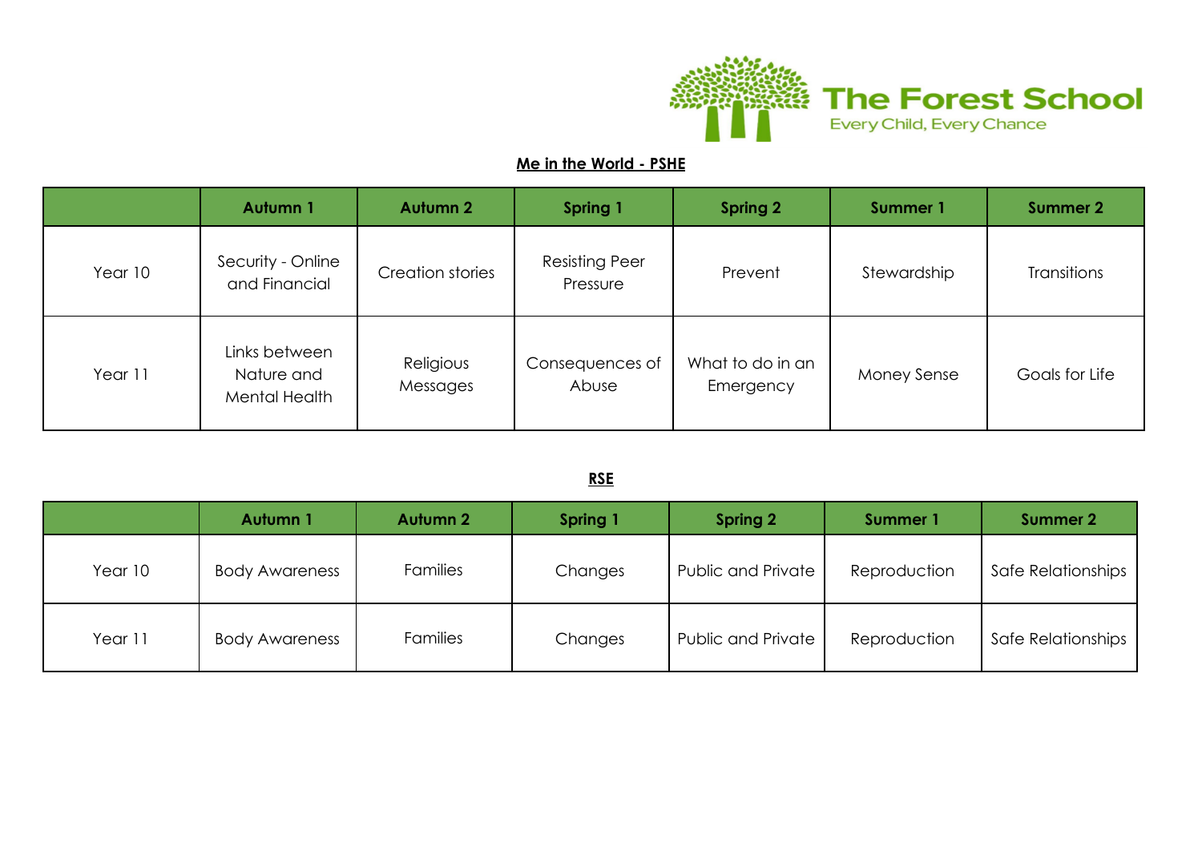The Forest School

Every Child, Every Chance

**Me in the World - PSHE**

| | Autumn 1 | Autumn 2 | Spring 1 | Spring 2 | Summer 1 | Summer 2 |
|---|---|---|---|---|---|---|
| Year 10 | Security - Online and Financial | Creation stories | Resisting Peer Pressure | Prevent | Stewardship | Transitions |
| Year 11 | Links between Nature and Mental Health | Religious Messages | Consequences of Abuse | What to do in an Emergency | Money Sense | Goals for Life |

**RSE**

| | Autumn 1 | Autumn 2 | Spring 1 | Spring 2 | Summer 1 | Summer 2 |
|---|---|---|---|---|---|---|
| Year 10 | Body Awareness | Families | Changes | Public and Private | Reproduction | Safe Relationships |
| Year 11 | Body Awareness | Families | Changes | Public and Private | Reproduction | Safe Relationships |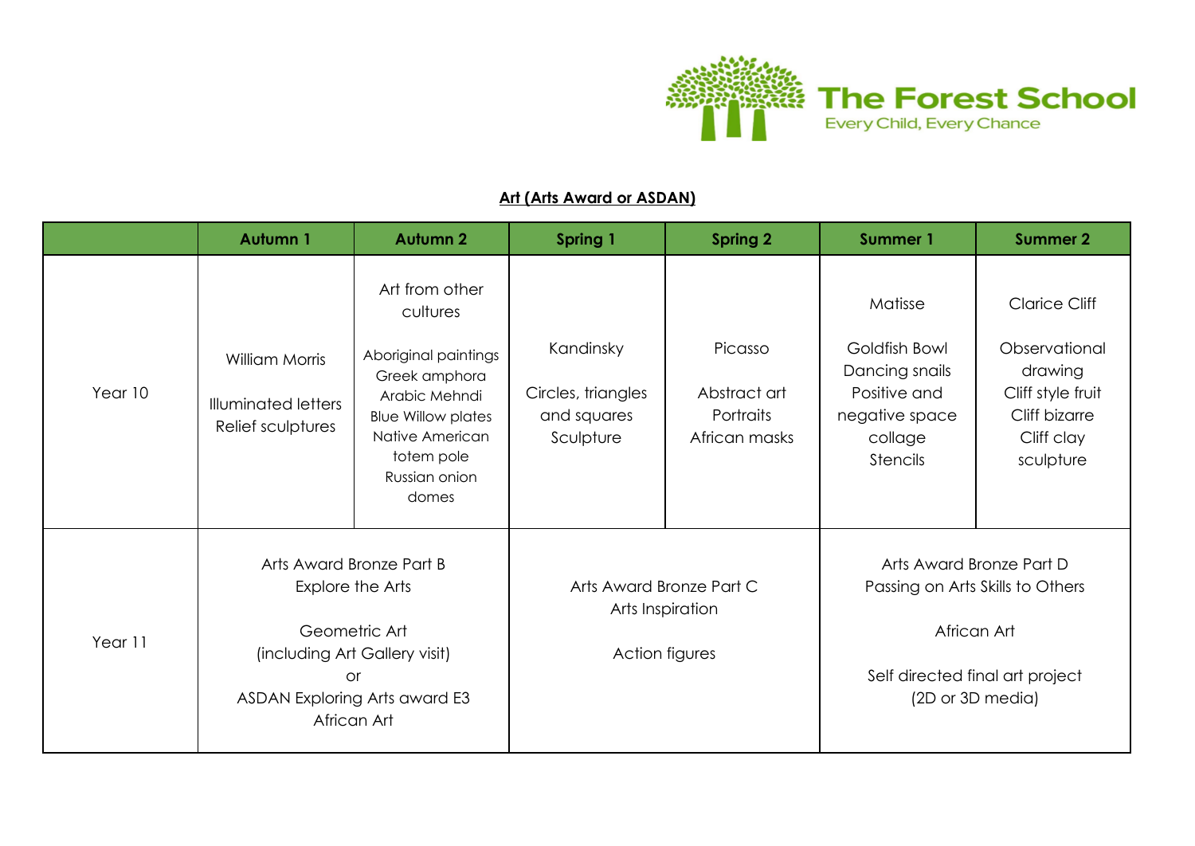The Forest School

Every Child, Every Chance

## Art (Arts Award or ASDAN)

| | Autumn 1 | Autumn 2 | Spring 1 | Spring 2 | Summer 1 | Summer 2 |
|---|---|---|---|---|---|---|
| Year 10 | William Morris<br><br>Illuminated letters<br>Relief sculptures | Art from other cultures<br><br>Aboriginal paintings<br>Greek amphora<br>Arabic Mehndi<br>Blue Willow plates<br>Native American totem pole<br>Russian onion domes | Kandinsky<br><br>Circles, triangles and squares<br>Sculpture | Picasso<br><br>Abstract art<br>Portraits<br>African masks | Matisse<br><br>Goldfish Bowl<br>Dancing snails<br>Positive and negative space collage<br>Stencils | Clarice Cliff<br><br>Observational drawing<br>Cliff style fruit<br>Cliff bizarre<br>Cliff clay sculpture |
| Year 11 | Arts Award Bronze Part B<br>Explore the Arts<br><br>Geometric Art<br>(including Art Gallery visit)<br>or<br>ASDAN Exploring Arts award E3<br>African Art | | Arts Award Bronze Part C<br>Arts Inspiration<br><br>Action figures | | Arts Award Bronze Part D<br>Passing on Arts Skills to Others<br><br>African Art<br><br>Self directed final art project<br>(2D or 3D media) | |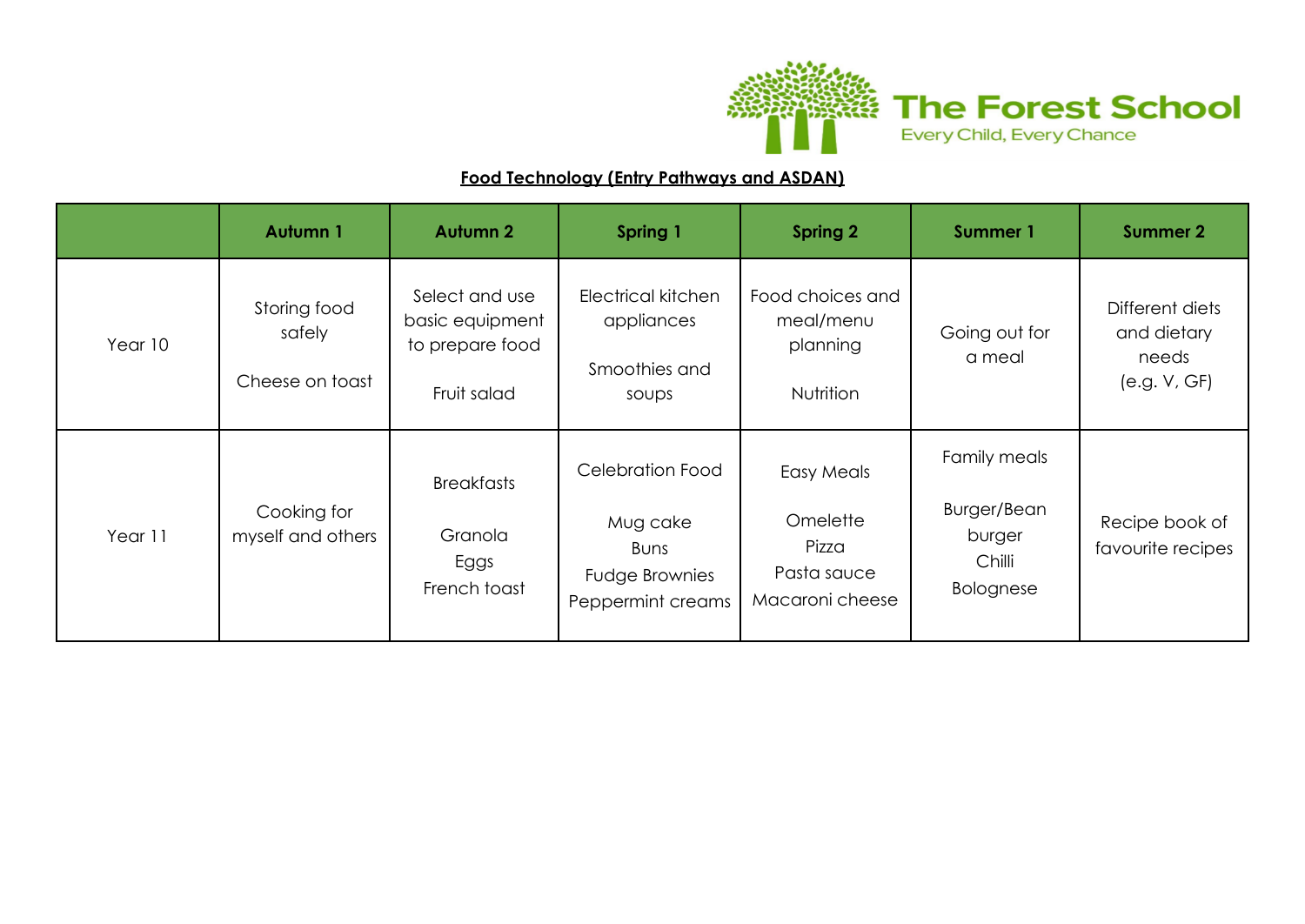The Forest School
Every Child, Every Chance

**Food Technology (Entry Pathways and ASDAN)**

| | Autumn 1 | Autumn 2 | Spring 1 | Spring 2 | Summer 1 | Summer 2 |
|---|---|---|---|---|---|---|
| Year 10 | Storing food safely<br><br>Cheese on toast | Select and use basic equipment to prepare food<br><br>Fruit salad | Electrical kitchen appliances<br><br>Smoothies and soups | Food choices and meal/menu planning<br><br>Nutrition | Going out for a meal | Different diets and dietary needs (e.g. V, GF) |
| Year 11 | Cooking for myself and others | Breakfasts<br><br>Granola<br>Eggs<br>French toast | Celebration Food<br><br>Mug cake<br>Buns<br>Fudge Brownies<br>Peppermint creams | Easy Meals<br><br>Omelette<br>Pizza<br>Pasta sauce<br>Macaroni cheese | Family meals<br><br>Burger/Bean burger<br>Chilli<br>Bolognese | Recipe book of favourite recipes |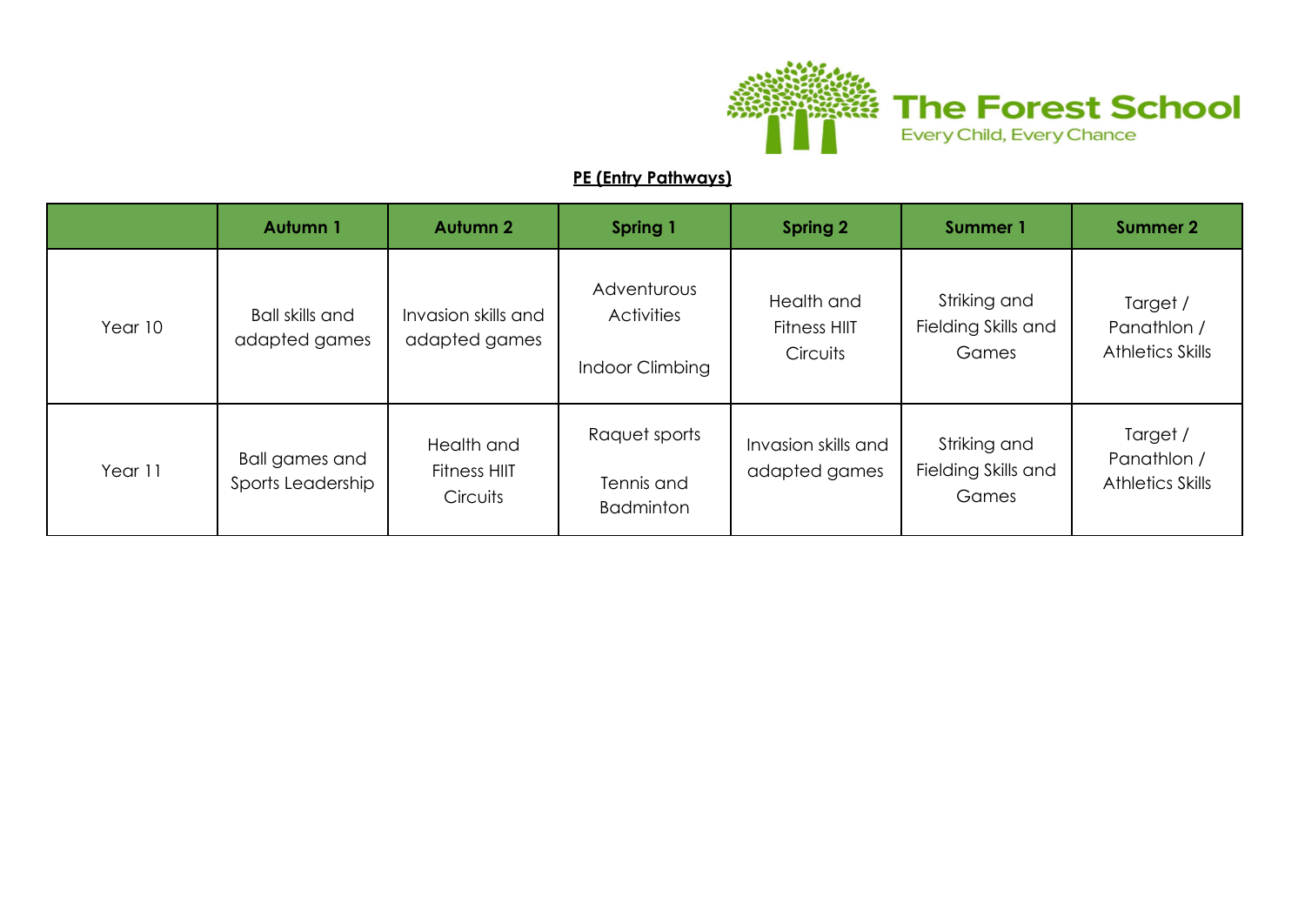The Forest School
Every Child, Every Chance

**PE (Entry Pathways)**

| | Autumn 1 | Autumn 2 | Spring 1 | Spring 2 | Summer 1 | Summer 2 |
|---|---|---|---|---|---|---|
| Year 10 | Ball skills and adapted games | Invasion skills and adapted games | Adventurous Activities<br><br>Indoor Climbing | Health and Fitness HIIT Circuits | Striking and Fielding Skills and Games | Target / Panathlon / Athletics Skills |
| Year 11 | Ball games and Sports Leadership | Health and Fitness HIIT Circuits | Raquet sports<br><br>Tennis and Badminton | Invasion skills and adapted games | Striking and Fielding Skills and Games | Target / Panathlon / Athletics Skills |